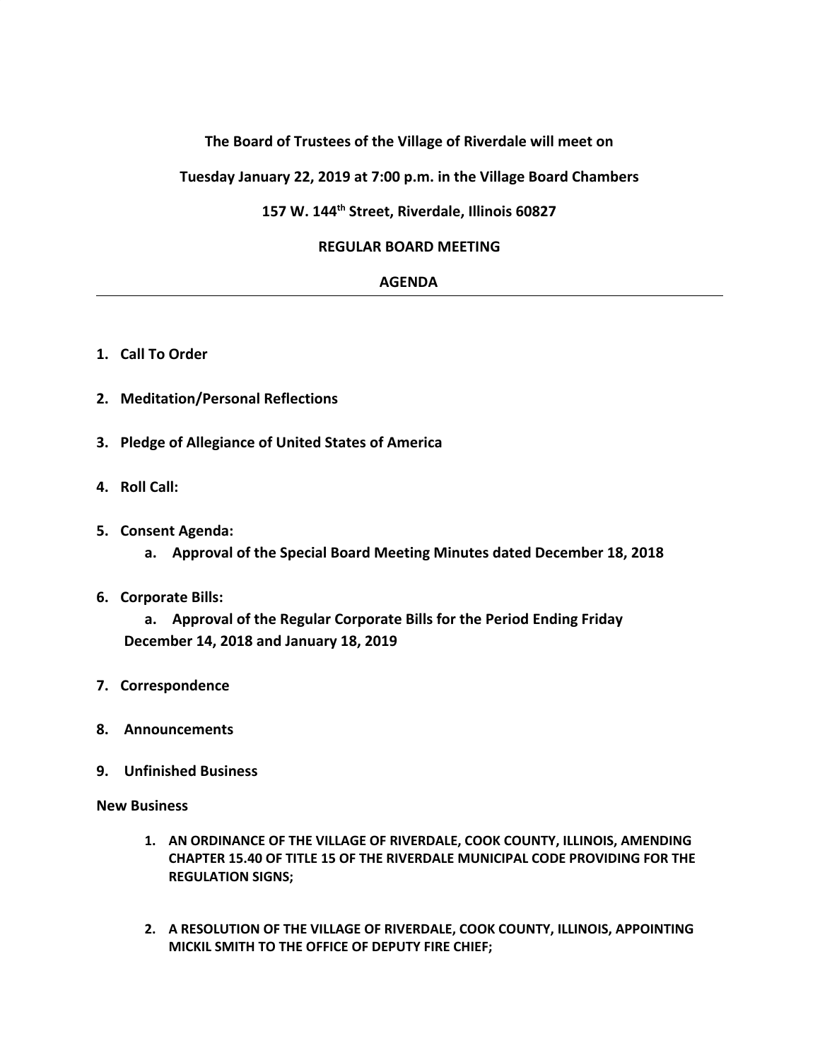**The Board of Trustees of the Village of Riverdale will meet on**

**Tuesday January 22, 2019 at 7:00 p.m. in the Village Board Chambers**

**157 W. 144th Street, Riverdale, Illinois 60827**

**REGULAR BOARD MEETING**

**AGENDA**

---

1. **Call To Order**

2. **Meditation/Personal Reflections**

3. **Pledge of Allegiance of United States of America**

4. **Roll Call:**

5. **Consent Agenda:**
   a. **Approval of the Special Board Meeting Minutes dated December 18, 2018**

6. **Corporate Bills:**
   a. **Approval of the Regular Corporate Bills for the Period Ending Friday December 14, 2018 and January 18, 2019**

7. **Correspondence**

8. **Announcements**

9. **Unfinished Business**

**New Business**

1. **AN ORDINANCE OF THE VILLAGE OF RIVERDALE, COOK COUNTY, ILLINOIS, AMENDING CHAPTER 15.40 OF TITLE 15 OF THE RIVERDALE MUNICIPAL CODE PROVIDING FOR THE REGULATION SIGNS;**

2. **A RESOLUTION OF THE VILLAGE OF RIVERDALE, COOK COUNTY, ILLINOIS, APPOINTING MICKIL SMITH TO THE OFFICE OF DEPUTY FIRE CHIEF;**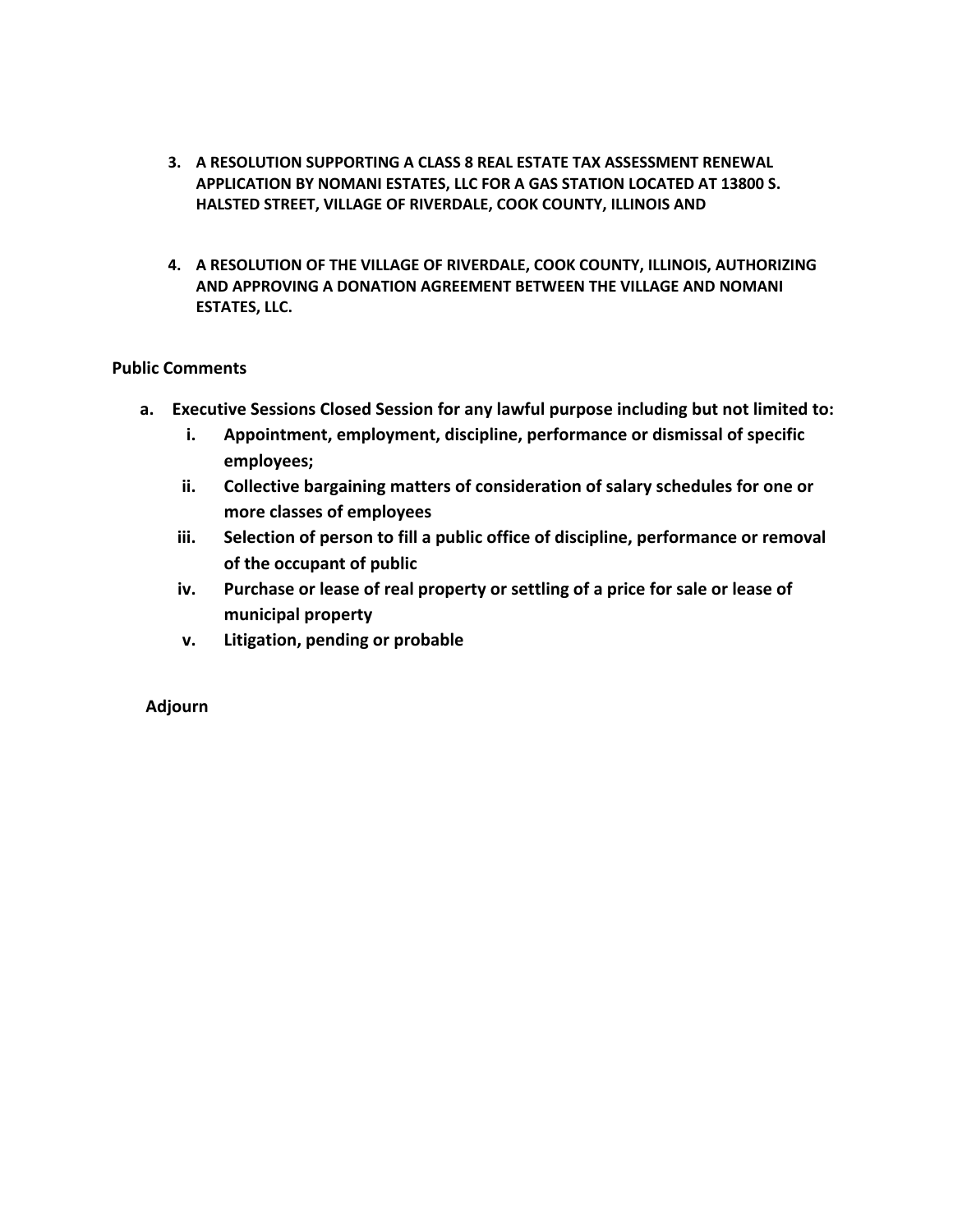3. **A RESOLUTION SUPPORTING A CLASS 8 REAL ESTATE TAX ASSESSMENT RENEWAL APPLICATION BY NOMANI ESTATES, LLC FOR A GAS STATION LOCATED AT 13800 S. HALSTED STREET, VILLAGE OF RIVERDALE, COOK COUNTY, ILLINOIS AND**

4. **A RESOLUTION OF THE VILLAGE OF RIVERDALE, COOK COUNTY, ILLINOIS, AUTHORIZING AND APPROVING A DONATION AGREEMENT BETWEEN THE VILLAGE AND NOMANI ESTATES, LLC.**

**Public Comments**

a. **Executive Sessions Closed Session for any lawful purpose including but not limited to:**
   i. **Appointment, employment, discipline, performance or dismissal of specific employees;**
   ii. **Collective bargaining matters of consideration of salary schedules for one or more classes of employees**
   iii. **Selection of person to fill a public office of discipline, performance or removal of the occupant of public**
   iv. **Purchase or lease of real property or settling of a price for sale or lease of municipal property**
   v. **Litigation, pending or probable**

**Adjourn**